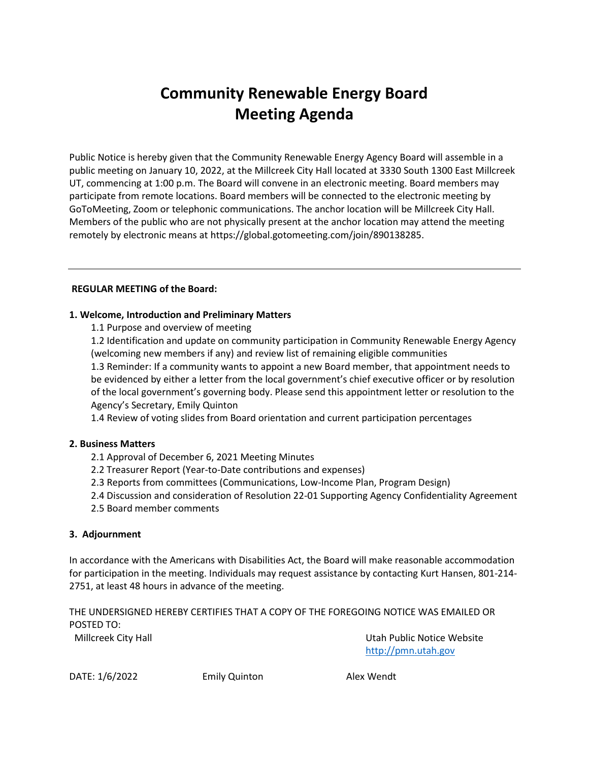# Community Renewable Energy Board Meeting Agenda

Public Notice is hereby given that the Community Renewable Energy Agency Board will assemble in a public meeting on January 10, 2022, at the Millcreek City Hall located at 3330 South 1300 East Millcreek UT, commencing at 1:00 p.m. The Board will convene in an electronic meeting. Board members may participate from remote locations. Board members will be connected to the electronic meeting by GoToMeeting, Zoom or telephonic communications. The anchor location will be Millcreek City Hall. Members of the public who are not physically present at the anchor location may attend the meeting remotely by electronic means at https://global.gotomeeting.com/join/890138285.

---

**REGULAR MEETING of the Board:**

**1. Welcome, Introduction and Preliminary Matters**

1.1 Purpose and overview of meeting

1.2 Identification and update on community participation in Community Renewable Energy Agency (welcoming new members if any) and review list of remaining eligible communities

1.3 Reminder: If a community wants to appoint a new Board member, that appointment needs to be evidenced by either a letter from the local government's chief executive officer or by resolution of the local government's governing body. Please send this appointment letter or resolution to the Agency's Secretary, Emily Quinton

1.4 Review of voting slides from Board orientation and current participation percentages

**2. Business Matters**

2.1 Approval of December 6, 2021 Meeting Minutes

2.2 Treasurer Report (Year-to-Date contributions and expenses)

2.3 Reports from committees (Communications, Low-Income Plan, Program Design)

2.4 Discussion and consideration of Resolution 22-01 Supporting Agency Confidentiality Agreement

2.5 Board member comments

**3. Adjournment**

In accordance with the Americans with Disabilities Act, the Board will make reasonable accommodation for participation in the meeting. Individuals may request assistance by contacting Kurt Hansen, 801-214-2751, at least 48 hours in advance of the meeting.

THE UNDERSIGNED HEREBY CERTIFIES THAT A COPY OF THE FOREGOING NOTICE WAS EMAILED OR POSTED TO:

Millcreek City Hall

Utah Public Notice Website
http://pmn.utah.gov

DATE: 1/6/2022 Emily Quinton Alex Wendt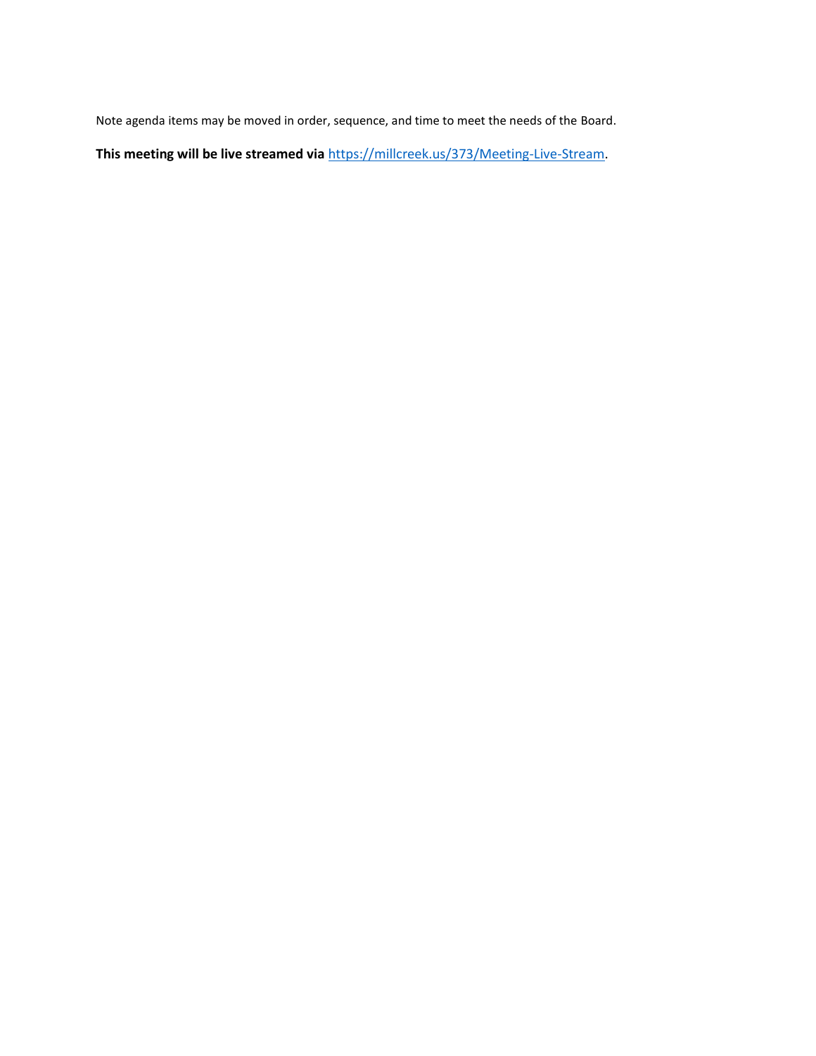Note agenda items may be moved in order, sequence, and time to meet the needs of the Board.

**This meeting will be live streamed via** [https://millcreek.us/373/Meeting-Live-Stream](https://millcreek.us/373/Meeting-Live-Stream).